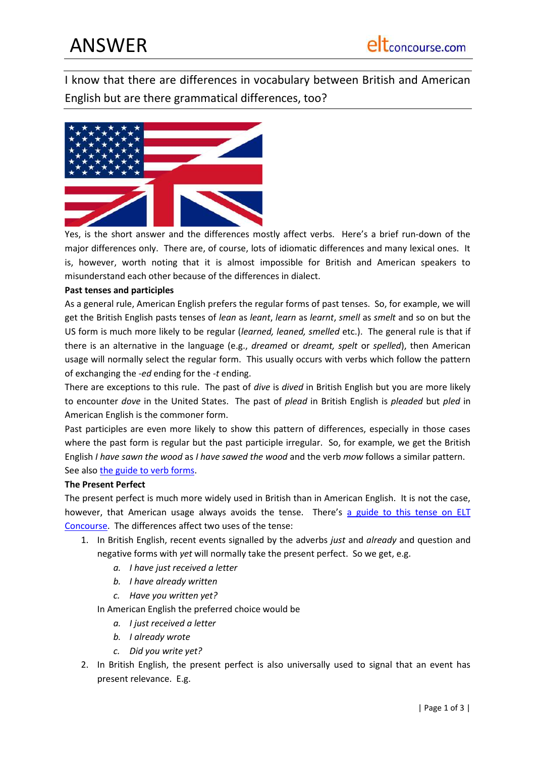# ANSWER

I know that there are differences in vocabulary between British and American English but are there grammatical differences, too?

Yes, is the short answer and the differences mostly affect verbs. Here's a brief run-down of the major differences only. There are, of course, lots of idiomatic differences and many lexical ones. It is, however, worth noting that it is almost impossible for British and American speakers to misunderstand each other because of the differences in dialect.

**Past tenses and participles**

As a general rule, American English prefers the regular forms of past tenses. So, for example, we will get the British English pasts tenses of *lean* as *leant*, *learn* as *learnt*, *smell* as *smelt* and so on but the US form is much more likely to be regular (*learned, leaned, smelled* etc.). The general rule is that if there is an alternative in the language (e.g., *dreamed* or *dreamt, spelt* or *spelled*), then American usage will normally select the regular form. This usually occurs with verbs which follow the pattern of exchanging the *-ed* ending for the *-t* ending.

There are exceptions to this rule. The past of *dive* is *dived* in British English but you are more likely to encounter *dove* in the United States. The past of *plead* in British English is *pleaded* but *pled* in American English is the commoner form.

Past participles are even more likely to show this pattern of differences, especially in those cases where the past form is regular but the past participle irregular. So, for example, we get the British English *I have sawn the wood* as *I have sawed the wood* and the verb *mow* follows a similar pattern.

See also [the guide to verb forms](#).

**The Present Perfect**

The present perfect is much more widely used in British than in American English. It is not the case, however, that American usage always avoids the tense. There's [a guide to this tense on ELT Concourse](#). The differences affect two uses of the tense:

1. In British English, recent events signalled by the adverbs *just* and *already* and question and negative forms with *yet* will normally take the present perfect. So we get, e.g.
   a. *I have just received a letter*
   b. *I have already written*
   c. *Have you written yet?*

   In American English the preferred choice would be
   a. *I just received a letter*
   b. *I already wrote*
   c. *Did you write yet?*
2. In British English, the present perfect is also universally used to signal that an event has present relevance. E.g.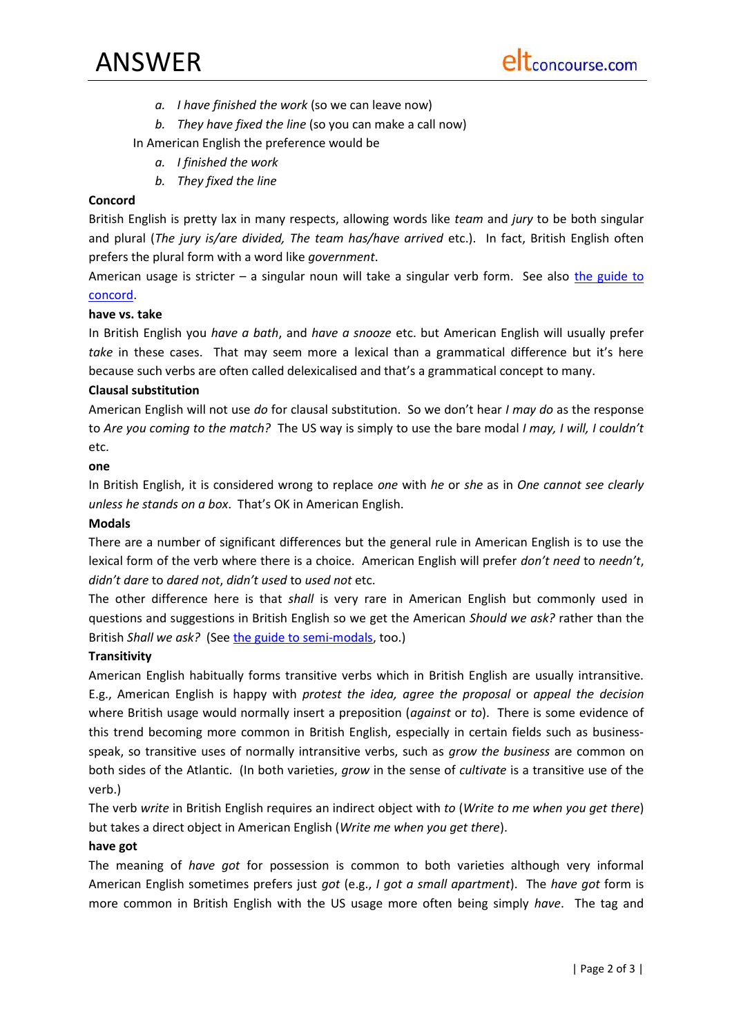- a. *I have finished the work* (so we can leave now)
- b. *They have fixed the line* (so you can make a call now)

In American English the preference would be

- a. *I finished the work*
- b. *They fixed the line*

**Concord**

British English is pretty lax in many respects, allowing words like *team* and *jury* to be both singular and plural (*The jury is/are divided, The team has/have arrived* etc.). In fact, British English often prefers the plural form with a word like *government*.

American usage is stricter – a singular noun will take a singular verb form. See also the guide to concord.

**have vs. take**

In British English you *have a bath*, and *have a snooze* etc. but American English will usually prefer *take* in these cases. That may seem more a lexical than a grammatical difference but it's here because such verbs are often called delexicalised and that's a grammatical concept to many.

**Clausal substitution**

American English will not use *do* for clausal substitution. So we don't hear *I may do* as the response to *Are you coming to the match?* The US way is simply to use the bare modal *I may, I will, I couldn't* etc.

**one**

In British English, it is considered wrong to replace *one* with *he* or *she* as in *One cannot see clearly unless he stands on a box*. That's OK in American English.

**Modals**

There are a number of significant differences but the general rule in American English is to use the lexical form of the verb where there is a choice. American English will prefer *don't need* to *needn't*, *didn't dare* to *dared not*, *didn't used* to *used not* etc.

The other difference here is that *shall* is very rare in American English but commonly used in questions and suggestions in British English so we get the American *Should we ask?* rather than the British *Shall we ask?* (See the guide to semi-modals, too.)

**Transitivity**

American English habitually forms transitive verbs which in British English are usually intransitive. E.g., American English is happy with *protest the idea, agree the proposal* or *appeal the decision* where British usage would normally insert a preposition (*against* or *to*). There is some evidence of this trend becoming more common in British English, especially in certain fields such as business-speak, so transitive uses of normally intransitive verbs, such as *grow the business* are common on both sides of the Atlantic. (In both varieties, *grow* in the sense of *cultivate* is a transitive use of the verb.)

The verb *write* in British English requires an indirect object with *to* (*Write to me when you get there*) but takes a direct object in American English (*Write me when you get there*).

**have got**

The meaning of *have got* for possession is common to both varieties although very informal American English sometimes prefers just *got* (e.g., *I got a small apartment*). The *have got* form is more common in British English with the US usage more often being simply *have*. The tag and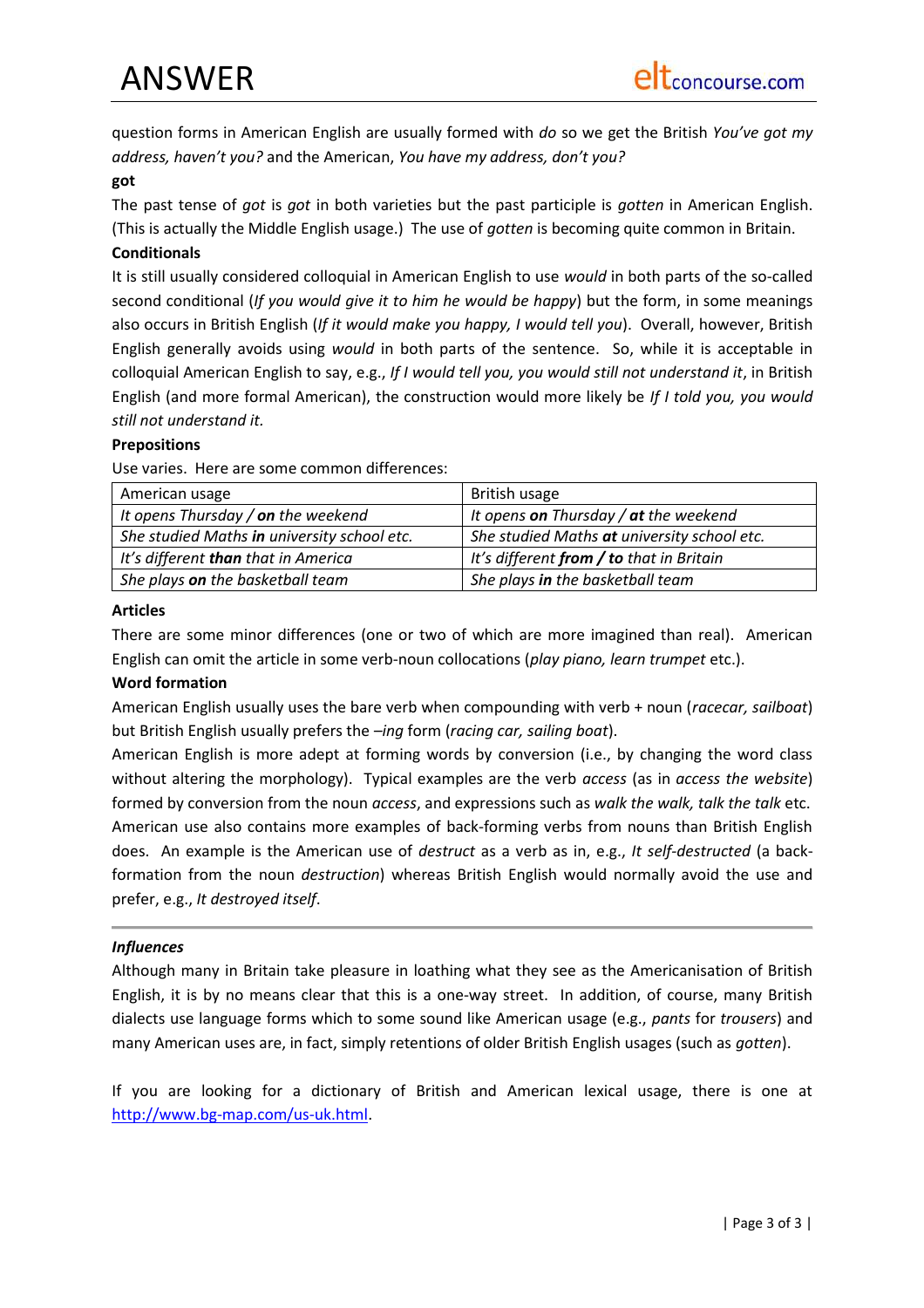# ANSWER

question forms in American English are usually formed with *do* so we get the British *You've got my address, haven't you?* and the American, *You have my address, don't you?*

**got**

The past tense of *got* is *got* in both varieties but the past participle is *gotten* in American English. (This is actually the Middle English usage.) The use of *gotten* is becoming quite common in Britain.

**Conditionals**

It is still usually considered colloquial in American English to use *would* in both parts of the so-called second conditional (*If you would give it to him he would be happy*) but the form, in some meanings also occurs in British English (*If it would make you happy, I would tell you*). Overall, however, British English generally avoids using *would* in both parts of the sentence. So, while it is acceptable in colloquial American English to say, e.g., *If I would tell you, you would still not understand it*, in British English (and more formal American), the construction would more likely be *If I told you, you would still not understand it.*

**Prepositions**

Use varies. Here are some common differences:

| American usage | British usage |
|---|---|
| *It opens Thursday / **on** the weekend* | *It opens **on** Thursday / **at** the weekend* |
| *She studied Maths **in** university school etc.* | *She studied Maths **at** university school etc.* |
| *It's different **than** that in America* | *It's different **from / to** that in Britain* |
| *She plays **on** the basketball team* | *She plays **in** the basketball team* |

**Articles**

There are some minor differences (one or two of which are more imagined than real). American English can omit the article in some verb-noun collocations (*play piano, learn trumpet* etc.).

**Word formation**

American English usually uses the bare verb when compounding with verb + noun (*racecar, sailboat*) but British English usually prefers the *–ing* form (*racing car, sailing boat*).

American English is more adept at forming words by conversion (i.e., by changing the word class without altering the morphology). Typical examples are the verb *access* (as in *access the website*) formed by conversion from the noun *access*, and expressions such as *walk the walk, talk the talk* etc.

American use also contains more examples of back-forming verbs from nouns than British English does. An example is the American use of *destruct* as a verb as in, e.g., *It self-destructed* (a back-formation from the noun *destruction*) whereas British English would normally avoid the use and prefer, e.g., *It destroyed itself*.

---

***Influences***

Although many in Britain take pleasure in loathing what they see as the Americanisation of British English, it is by no means clear that this is a one-way street. In addition, of course, many British dialects use language forms which to some sound like American usage (e.g., *pants* for *trousers*) and many American uses are, in fact, simply retentions of older British English usages (such as *gotten*).

If you are looking for a dictionary of British and American lexical usage, there is one at http://www.bg-map.com/us-uk.html.